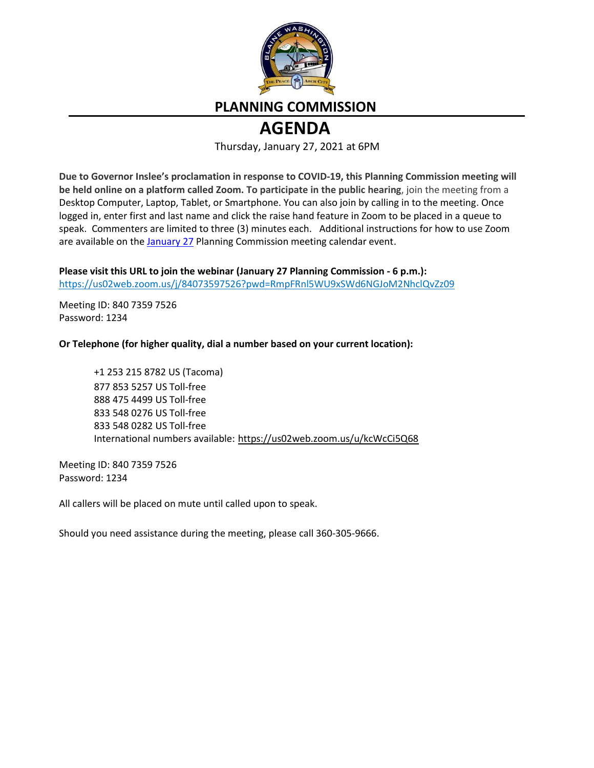# PLANNING COMMISSION

# AGENDA

Thursday, January 27, 2021 at 6PM

**Due to Governor Inslee's proclamation in response to COVID-19, this Planning Commission meeting will be held online on a platform called Zoom. To participate in the public hearing**, join the meeting from a Desktop Computer, Laptop, Tablet, or Smartphone. You can also join by calling in to the meeting. Once logged in, enter first and last name and click the raise hand feature in Zoom to be placed in a queue to speak. Commenters are limited to three (3) minutes each. Additional instructions for how to use Zoom are available on the January 27 Planning Commission meeting calendar event.

**Please visit this URL to join the webinar (January 27 Planning Commission - 6 p.m.):**
https://us02web.zoom.us/j/84073597526?pwd=RmpFRnl5WU9xSWd6NGJoM2NhclQvZz09

Meeting ID: 840 7359 7526
Password: 1234

**Or Telephone (for higher quality, dial a number based on your current location):**

+1 253 215 8782 US (Tacoma)
877 853 5257 US Toll-free
888 475 4499 US Toll-free
833 548 0276 US Toll-free
833 548 0282 US Toll-free
International numbers available: https://us02web.zoom.us/u/kcWcCi5Q68

Meeting ID: 840 7359 7526
Password: 1234

All callers will be placed on mute until called upon to speak.

Should you need assistance during the meeting, please call 360-305-9666.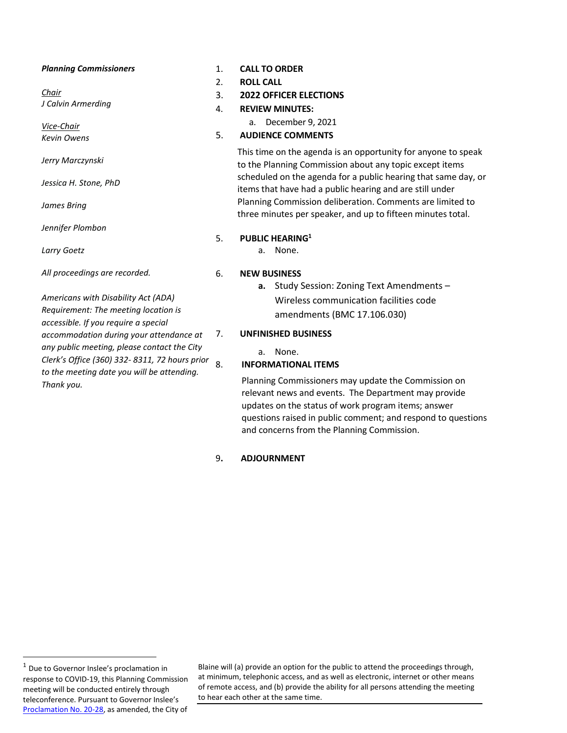***Planning Commissioners***

*<u>Chair</u>*
*J Calvin Armerding*

*<u>Vice-Chair</u>*
*Kevin Owens*

*Jerry Marczynski*

*Jessica H. Stone, PhD*

*James Bring*

*Jennifer Plombon*

*Larry Goetz*

*All proceedings are recorded.*

*Americans with Disability Act (ADA) Requirement: The meeting location is accessible. If you require a special accommodation during your attendance at any public meeting, please contact the City Clerk's Office (360) 332- 8311, 72 hours prior to the meeting date you will be attending. Thank you.*

1. **CALL TO ORDER**
2. **ROLL CALL**
3. **2022 OFFICER ELECTIONS**
4. **REVIEW MINUTES:**
   a. December 9, 2021
5. **AUDIENCE COMMENTS**

   This time on the agenda is an opportunity for anyone to speak to the Planning Commission about any topic except items scheduled on the agenda for a public hearing that same day, or items that have had a public hearing and are still under Planning Commission deliberation. Comments are limited to three minutes per speaker, and up to fifteen minutes total.

5. **PUBLIC HEARING**[1]
   a. None.

6. **NEW BUSINESS**
   **a.** Study Session: Zoning Text Amendments – Wireless communication facilities code amendments (BMC 17.106.030)

7. **UNFINISHED BUSINESS**
   a. None.

8. **INFORMATIONAL ITEMS**

   Planning Commissioners may update the Commission on relevant news and events. The Department may provide updates on the status of work program items; answer questions raised in public comment; and respond to questions and concerns from the Planning Commission.

9. **ADJOURNMENT**

---

[1] Due to Governor Inslee's proclamation in response to COVID-19, this Planning Commission meeting will be conducted entirely through teleconference. Pursuant to Governor Inslee's [Proclamation No. 20-28](), as amended, the City of Blaine will (a) provide an option for the public to attend the proceedings through, at minimum, telephonic access, and as well as electronic, internet or other means of remote access, and (b) provide the ability for all persons attending the meeting to hear each other at the same time.